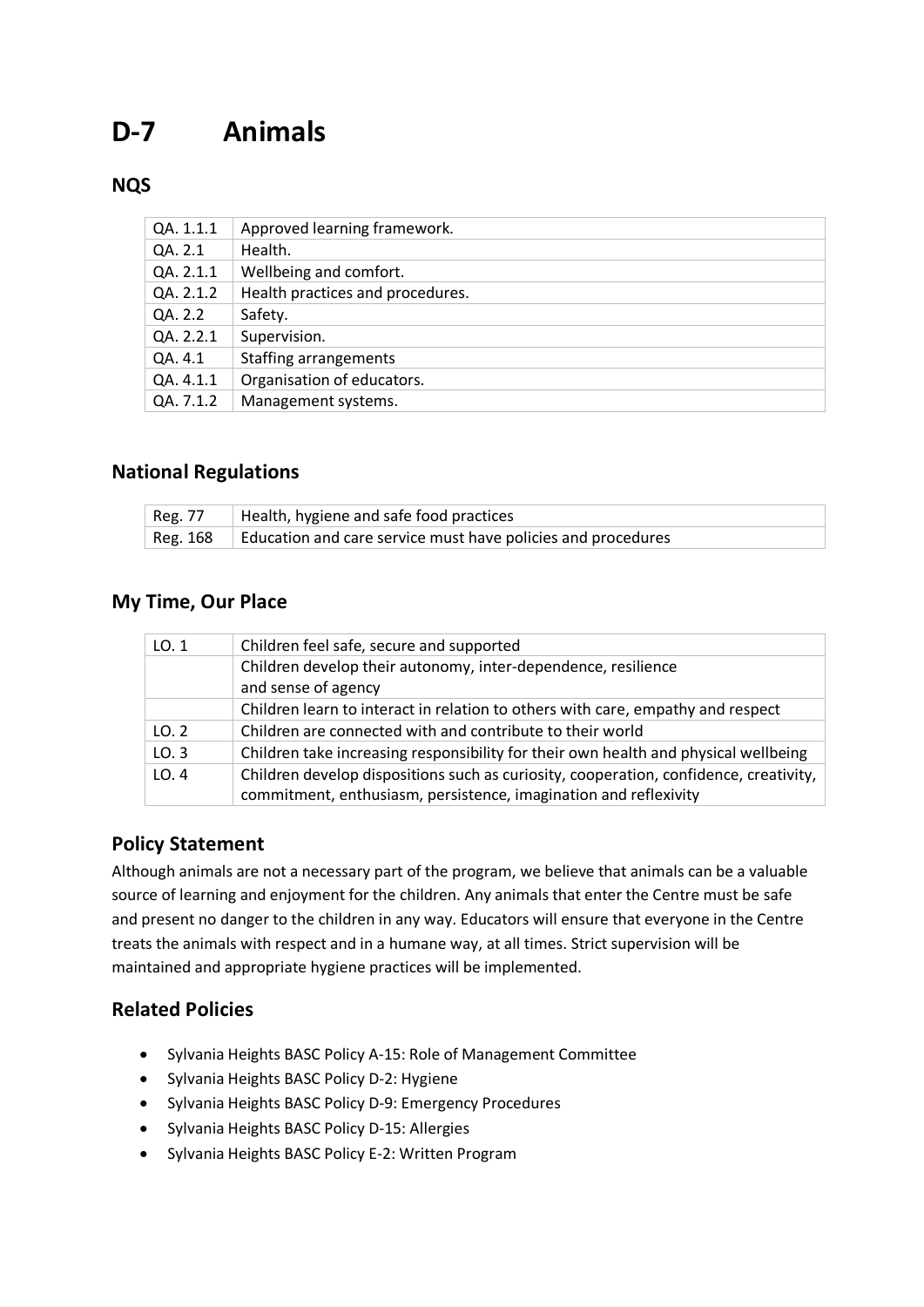# D-7 Animals

## NQS

| QA. 1.1.1 | Approved learning framework. |
|---|---|
| QA. 2.1 | Health. |
| QA. 2.1.1 | Wellbeing and comfort. |
| QA. 2.1.2 | Health practices and procedures. |
| QA. 2.2 | Safety. |
| QA. 2.2.1 | Supervision. |
| QA. 4.1 | Staffing arrangements |
| QA. 4.1.1 | Organisation of educators. |
| QA. 7.1.2 | Management systems. |

## National Regulations

| Reg. 77 | Health, hygiene and safe food practices |
|---|---|
| Reg. 168 | Education and care service must have policies and procedures |

## My Time, Our Place

| LO. 1 | Children feel safe, secure and supported |
|---|---|
| | Children develop their autonomy, inter-dependence, resilience and sense of agency |
| | Children learn to interact in relation to others with care, empathy and respect |
| LO. 2 | Children are connected with and contribute to their world |
| LO. 3 | Children take increasing responsibility for their own health and physical wellbeing |
| LO. 4 | Children develop dispositions such as curiosity, cooperation, confidence, creativity, commitment, enthusiasm, persistence, imagination and reflexivity |

## Policy Statement

Although animals are not a necessary part of the program, we believe that animals can be a valuable source of learning and enjoyment for the children. Any animals that enter the Centre must be safe and present no danger to the children in any way. Educators will ensure that everyone in the Centre treats the animals with respect and in a humane way, at all times. Strict supervision will be maintained and appropriate hygiene practices will be implemented.

## Related Policies

- Sylvania Heights BASC Policy A-15: Role of Management Committee
- Sylvania Heights BASC Policy D-2: Hygiene
- Sylvania Heights BASC Policy D-9: Emergency Procedures
- Sylvania Heights BASC Policy D-15: Allergies
- Sylvania Heights BASC Policy E-2: Written Program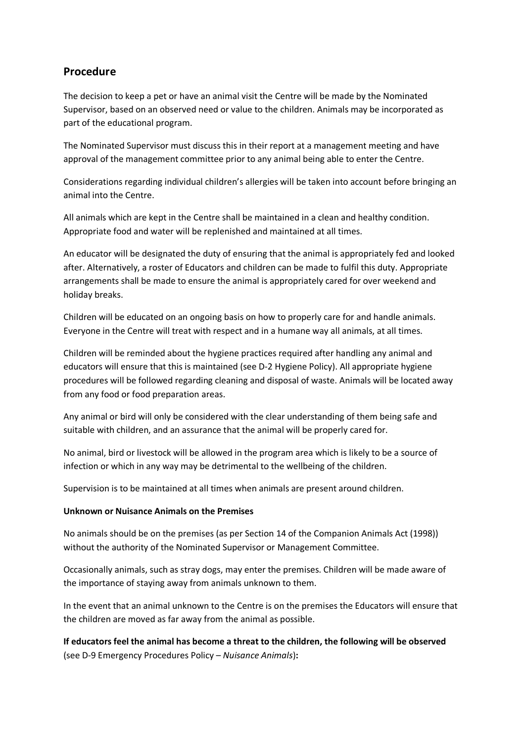## Procedure

The decision to keep a pet or have an animal visit the Centre will be made by the Nominated Supervisor, based on an observed need or value to the children. Animals may be incorporated as part of the educational program.

The Nominated Supervisor must discuss this in their report at a management meeting and have approval of the management committee prior to any animal being able to enter the Centre.

Considerations regarding individual children's allergies will be taken into account before bringing an animal into the Centre.

All animals which are kept in the Centre shall be maintained in a clean and healthy condition. Appropriate food and water will be replenished and maintained at all times.

An educator will be designated the duty of ensuring that the animal is appropriately fed and looked after. Alternatively, a roster of Educators and children can be made to fulfil this duty. Appropriate arrangements shall be made to ensure the animal is appropriately cared for over weekend and holiday breaks.

Children will be educated on an ongoing basis on how to properly care for and handle animals. Everyone in the Centre will treat with respect and in a humane way all animals, at all times.

Children will be reminded about the hygiene practices required after handling any animal and educators will ensure that this is maintained (see D-2 Hygiene Policy). All appropriate hygiene procedures will be followed regarding cleaning and disposal of waste. Animals will be located away from any food or food preparation areas.

Any animal or bird will only be considered with the clear understanding of them being safe and suitable with children, and an assurance that the animal will be properly cared for.

No animal, bird or livestock will be allowed in the program area which is likely to be a source of infection or which in any way may be detrimental to the wellbeing of the children.

Supervision is to be maintained at all times when animals are present around children.

**Unknown or Nuisance Animals on the Premises**

No animals should be on the premises (as per Section 14 of the Companion Animals Act (1998)) without the authority of the Nominated Supervisor or Management Committee.

Occasionally animals, such as stray dogs, may enter the premises. Children will be made aware of the importance of staying away from animals unknown to them.

In the event that an animal unknown to the Centre is on the premises the Educators will ensure that the children are moved as far away from the animal as possible.

**If educators feel the animal has become a threat to the children, the following will be observed** (see D-9 Emergency Procedures Policy – *Nuisance Animals*)**:**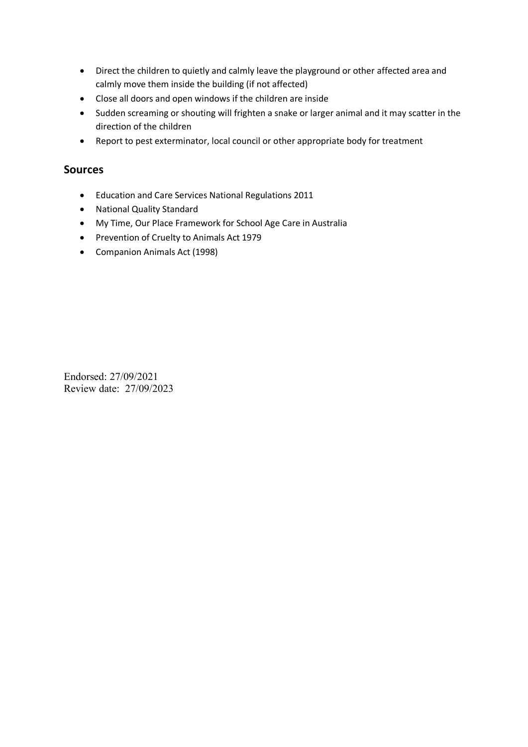- Direct the children to quietly and calmly leave the playground or other affected area and calmly move them inside the building (if not affected)
- Close all doors and open windows if the children are inside
- Sudden screaming or shouting will frighten a snake or larger animal and it may scatter in the direction of the children
- Report to pest exterminator, local council or other appropriate body for treatment

## Sources

- Education and Care Services National Regulations 2011
- National Quality Standard
- My Time, Our Place Framework for School Age Care in Australia
- Prevention of Cruelty to Animals Act 1979
- Companion Animals Act (1998)

Endorsed: 27/09/2021
Review date: 27/09/2023